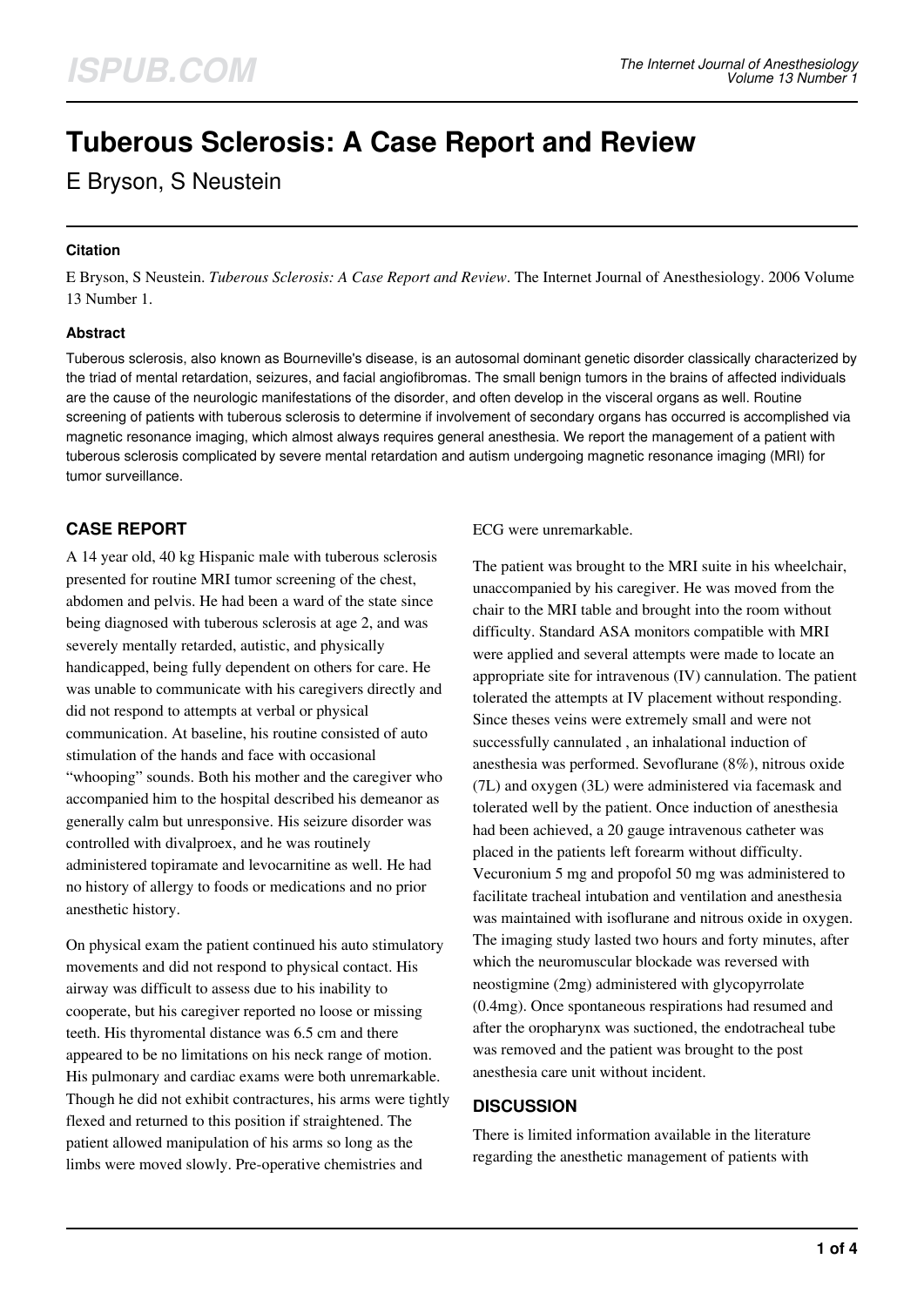# Tuberous Sclerosis: A Case Report and Review

E Bryson, S Neustein

### Citation

E Bryson, S Neustein. *Tuberous Sclerosis: A Case Report and Review*. The Internet Journal of Anesthesiology. 2006 Volume 13 Number 1.

### Abstract

Tuberous sclerosis, also known as Bourneville's disease, is an autosomal dominant genetic disorder classically characterized by the triad of mental retardation, seizures, and facial angiofibromas. The small benign tumors in the brains of affected individuals are the cause of the neurologic manifestations of the disorder, and often develop in the visceral organs as well. Routine screening of patients with tuberous sclerosis to determine if involvement of secondary organs has occurred is accomplished via magnetic resonance imaging, which almost always requires general anesthesia. We report the management of a patient with tuberous sclerosis complicated by severe mental retardation and autism undergoing magnetic resonance imaging (MRI) for tumor surveillance.

## CASE REPORT

A 14 year old, 40 kg Hispanic male with tuberous sclerosis presented for routine MRI tumor screening of the chest, abdomen and pelvis. He had been a ward of the state since being diagnosed with tuberous sclerosis at age 2, and was severely mentally retarded, autistic, and physically handicapped, being fully dependent on others for care. He was unable to communicate with his caregivers directly and did not respond to attempts at verbal or physical communication. At baseline, his routine consisted of auto stimulation of the hands and face with occasional "whooping" sounds. Both his mother and the caregiver who accompanied him to the hospital described his demeanor as generally calm but unresponsive. His seizure disorder was controlled with divalproex, and he was routinely administered topiramate and levocarnitine as well. He had no history of allergy to foods or medications and no prior anesthetic history.

On physical exam the patient continued his auto stimulatory movements and did not respond to physical contact. His airway was difficult to assess due to his inability to cooperate, but his caregiver reported no loose or missing teeth. His thyromental distance was 6.5 cm and there appeared to be no limitations on his neck range of motion. His pulmonary and cardiac exams were both unremarkable. Though he did not exhibit contractures, his arms were tightly flexed and returned to this position if straightened. The patient allowed manipulation of his arms so long as the limbs were moved slowly. Pre-operative chemistries and ECG were unremarkable.

The patient was brought to the MRI suite in his wheelchair, unaccompanied by his caregiver. He was moved from the chair to the MRI table and brought into the room without difficulty. Standard ASA monitors compatible with MRI were applied and several attempts were made to locate an appropriate site for intravenous (IV) cannulation. The patient tolerated the attempts at IV placement without responding. Since theses veins were extremely small and were not successfully cannulated , an inhalational induction of anesthesia was performed. Sevoflurane (8%), nitrous oxide (7L) and oxygen (3L) were administered via facemask and tolerated well by the patient. Once induction of anesthesia had been achieved, a 20 gauge intravenous catheter was placed in the patients left forearm without difficulty. Vecuronium 5 mg and propofol 50 mg was administered to facilitate tracheal intubation and ventilation and anesthesia was maintained with isoflurane and nitrous oxide in oxygen. The imaging study lasted two hours and forty minutes, after which the neuromuscular blockade was reversed with neostigmine (2mg) administered with glycopyrrolate (0.4mg). Once spontaneous respirations had resumed and after the oropharynx was suctioned, the endotracheal tube was removed and the patient was brought to the post anesthesia care unit without incident.

## DISCUSSION

There is limited information available in the literature regarding the anesthetic management of patients with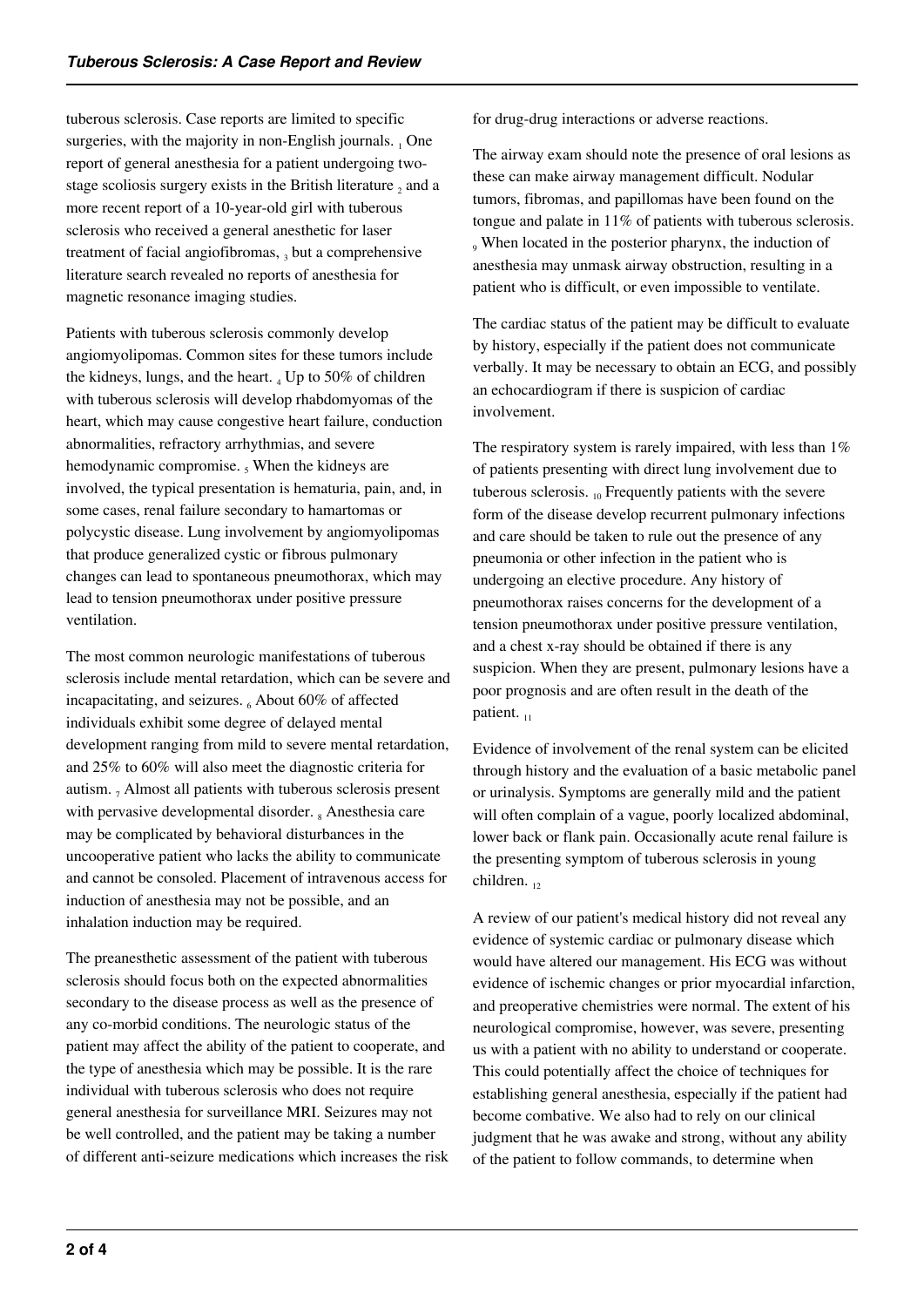tuberous sclerosis. Case reports are limited to specific surgeries, with the majority in non-English journals. [1] One report of general anesthesia for a patient undergoing two-stage scoliosis surgery exists in the British literature [2] and a more recent report of a 10-year-old girl with tuberous sclerosis who received a general anesthetic for laser treatment of facial angiofibromas, [3] but a comprehensive literature search revealed no reports of anesthesia for magnetic resonance imaging studies.

Patients with tuberous sclerosis commonly develop angiomyolipomas. Common sites for these tumors include the kidneys, lungs, and the heart. [4] Up to 50% of children with tuberous sclerosis will develop rhabdomyomas of the heart, which may cause congestive heart failure, conduction abnormalities, refractory arrhythmias, and severe hemodynamic compromise. [5] When the kidneys are involved, the typical presentation is hematuria, pain, and, in some cases, renal failure secondary to hamartomas or polycystic disease. Lung involvement by angiomyolipomas that produce generalized cystic or fibrous pulmonary changes can lead to spontaneous pneumothorax, which may lead to tension pneumothorax under positive pressure ventilation.

The most common neurologic manifestations of tuberous sclerosis include mental retardation, which can be severe and incapacitating, and seizures. [6] About 60% of affected individuals exhibit some degree of delayed mental development ranging from mild to severe mental retardation, and 25% to 60% will also meet the diagnostic criteria for autism. [7] Almost all patients with tuberous sclerosis present with pervasive developmental disorder. [8] Anesthesia care may be complicated by behavioral disturbances in the uncooperative patient who lacks the ability to communicate and cannot be consoled. Placement of intravenous access for induction of anesthesia may not be possible, and an inhalation induction may be required.

The preanesthetic assessment of the patient with tuberous sclerosis should focus both on the expected abnormalities secondary to the disease process as well as the presence of any co-morbid conditions. The neurologic status of the patient may affect the ability of the patient to cooperate, and the type of anesthesia which may be possible. It is the rare individual with tuberous sclerosis who does not require general anesthesia for surveillance MRI. Seizures may not be well controlled, and the patient may be taking a number of different anti-seizure medications which increases the risk for drug-drug interactions or adverse reactions.

The airway exam should note the presence of oral lesions as these can make airway management difficult. Nodular tumors, fibromas, and papillomas have been found on the tongue and palate in 11% of patients with tuberous sclerosis. [9] When located in the posterior pharynx, the induction of anesthesia may unmask airway obstruction, resulting in a patient who is difficult, or even impossible to ventilate.

The cardiac status of the patient may be difficult to evaluate by history, especially if the patient does not communicate verbally. It may be necessary to obtain an ECG, and possibly an echocardiogram if there is suspicion of cardiac involvement.

The respiratory system is rarely impaired, with less than 1% of patients presenting with direct lung involvement due to tuberous sclerosis. [10] Frequently patients with the severe form of the disease develop recurrent pulmonary infections and care should be taken to rule out the presence of any pneumonia or other infection in the patient who is undergoing an elective procedure. Any history of pneumothorax raises concerns for the development of a tension pneumothorax under positive pressure ventilation, and a chest x-ray should be obtained if there is any suspicion. When they are present, pulmonary lesions have a poor prognosis and are often result in the death of the patient. [11]

Evidence of involvement of the renal system can be elicited through history and the evaluation of a basic metabolic panel or urinalysis. Symptoms are generally mild and the patient will often complain of a vague, poorly localized abdominal, lower back or flank pain. Occasionally acute renal failure is the presenting symptom of tuberous sclerosis in young children. [12]

A review of our patient's medical history did not reveal any evidence of systemic cardiac or pulmonary disease which would have altered our management. His ECG was without evidence of ischemic changes or prior myocardial infarction, and preoperative chemistries were normal. The extent of his neurological compromise, however, was severe, presenting us with a patient with no ability to understand or cooperate. This could potentially affect the choice of techniques for establishing general anesthesia, especially if the patient had become combative. We also had to rely on our clinical judgment that he was awake and strong, without any ability of the patient to follow commands, to determine when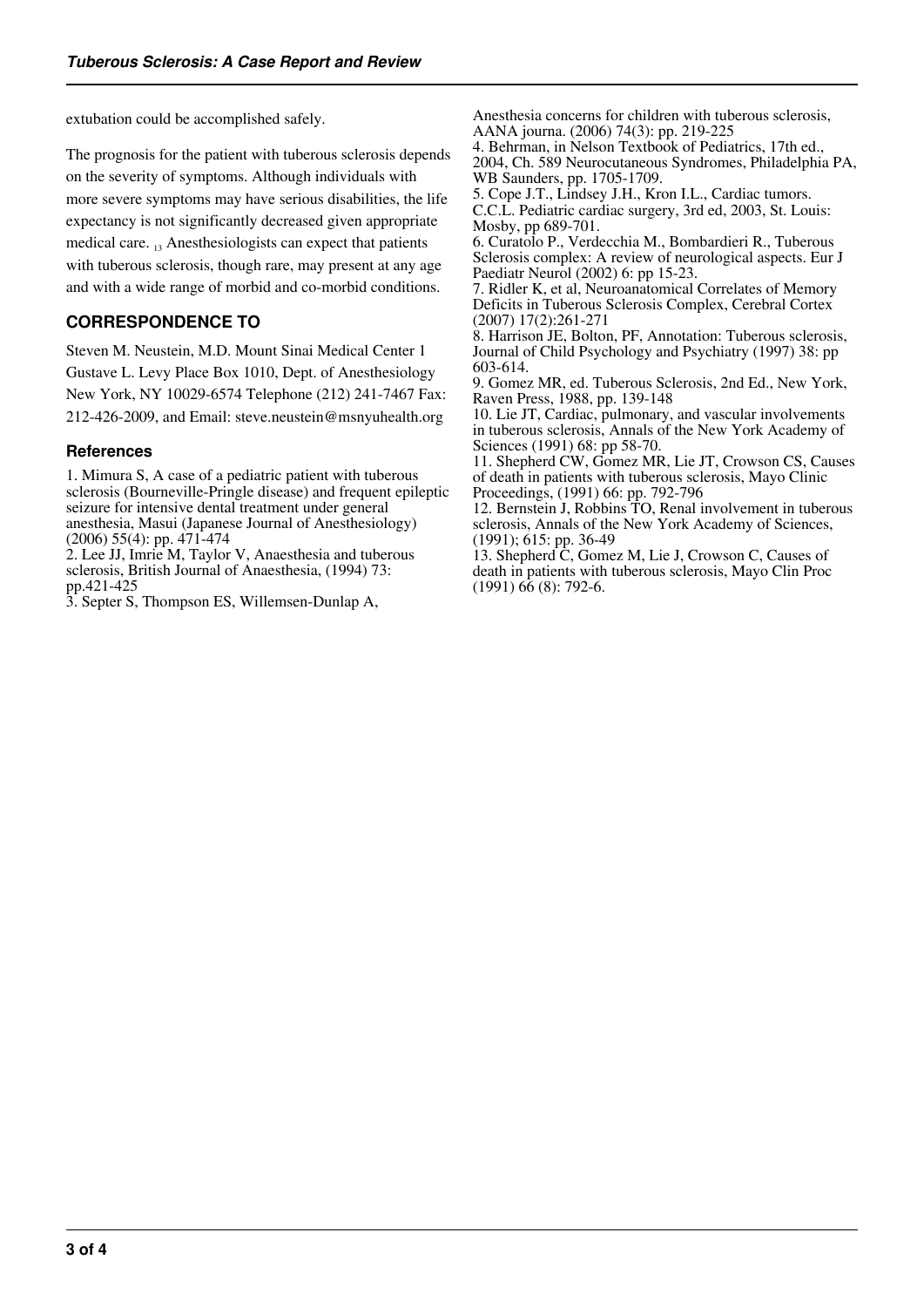extubation could be accomplished safely.

The prognosis for the patient with tuberous sclerosis depends on the severity of symptoms. Although individuals with more severe symptoms may have serious disabilities, the life expectancy is not significantly decreased given appropriate medical care. [13] Anesthesiologists can expect that patients with tuberous sclerosis, though rare, may present at any age and with a wide range of morbid and co-morbid conditions.

## CORRESPONDENCE TO

Steven M. Neustein, M.D. Mount Sinai Medical Center 1 Gustave L. Levy Place Box 1010, Dept. of Anesthesiology New York, NY 10029-6574 Telephone (212) 241-7467 Fax: 212-426-2009, and Email: steve.neustein@msnyuhealth.org

### References

1. Mimura S, A case of a pediatric patient with tuberous sclerosis (Bourneville-Pringle disease) and frequent epileptic seizure for intensive dental treatment under general anesthesia, Masui (Japanese Journal of Anesthesiology) (2006) 55(4): pp. 471-474
2. Lee JJ, Imrie M, Taylor V, Anaesthesia and tuberous sclerosis, British Journal of Anaesthesia, (1994) 73: pp.421-425
3. Septer S, Thompson ES, Willemsen-Dunlap A, Anesthesia concerns for children with tuberous sclerosis, AANA journa. (2006) 74(3): pp. 219-225
4. Behrman, in Nelson Textbook of Pediatrics, 17th ed., 2004, Ch. 589 Neurocutaneous Syndromes, Philadelphia PA, WB Saunders, pp. 1705-1709.
5. Cope J.T., Lindsey J.H., Kron I.L., Cardiac tumors. C.C.L. Pediatric cardiac surgery, 3rd ed, 2003, St. Louis: Mosby, pp 689-701.
6. Curatolo P., Verdecchia M., Bombardieri R., Tuberous Sclerosis complex: A review of neurological aspects. Eur J Paediatr Neurol (2002) 6: pp 15-23.
7. Ridler K, et al, Neuroanatomical Correlates of Memory Deficits in Tuberous Sclerosis Complex, Cerebral Cortex (2007) 17(2):261-271
8. Harrison JE, Bolton, PF, Annotation: Tuberous sclerosis, Journal of Child Psychology and Psychiatry (1997) 38: pp 603-614.
9. Gomez MR, ed. Tuberous Sclerosis, 2nd Ed., New York, Raven Press, 1988, pp. 139-148
10. Lie JT, Cardiac, pulmonary, and vascular involvements in tuberous sclerosis, Annals of the New York Academy of Sciences (1991) 68: pp 58-70.
11. Shepherd CW, Gomez MR, Lie JT, Crowson CS, Causes of death in patients with tuberous sclerosis, Mayo Clinic Proceedings, (1991) 66: pp. 792-796
12. Bernstein J, Robbins TO, Renal involvement in tuberous sclerosis, Annals of the New York Academy of Sciences, (1991); 615: pp. 36-49
13. Shepherd C, Gomez M, Lie J, Crowson C, Causes of death in patients with tuberous sclerosis, Mayo Clin Proc (1991) 66 (8): 792-6.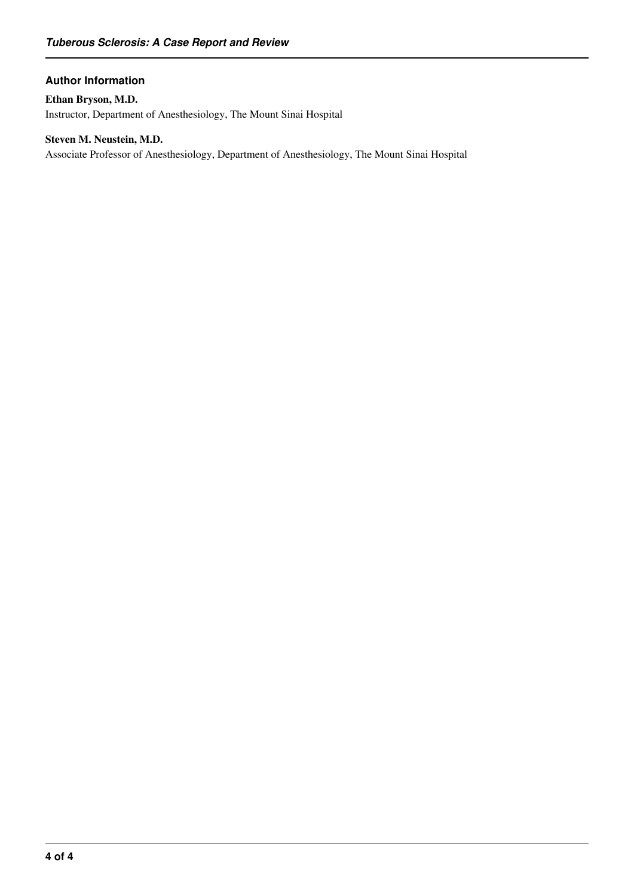### Author Information

**Ethan Bryson, M.D.**
Instructor, Department of Anesthesiology, The Mount Sinai Hospital

**Steven M. Neustein, M.D.**
Associate Professor of Anesthesiology, Department of Anesthesiology, The Mount Sinai Hospital